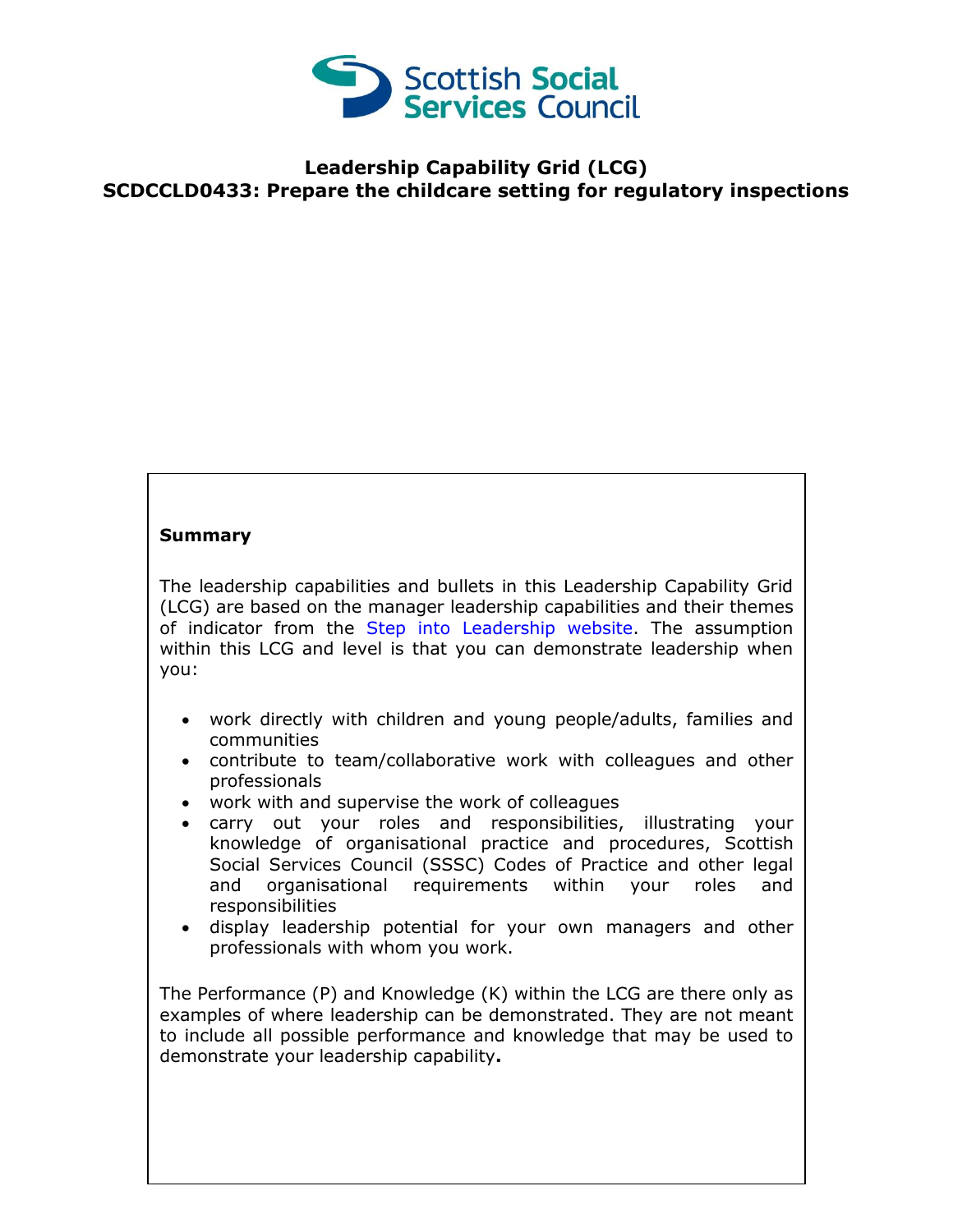Scottish Social Services Council

# Leadership Capability Grid (LCG)
# SCDCCLD0433: Prepare the childcare setting for regulatory inspections

**Summary**

The leadership capabilities and bullets in this Leadership Capability Grid (LCG) are based on the manager leadership capabilities and their themes of indicator from the Step into Leadership website. The assumption within this LCG and level is that you can demonstrate leadership when you:

- work directly with children and young people/adults, families and communities
- contribute to team/collaborative work with colleagues and other professionals
- work with and supervise the work of colleagues
- carry out your roles and responsibilities, illustrating your knowledge of organisational practice and procedures, Scottish Social Services Council (SSSC) Codes of Practice and other legal and organisational requirements within your roles and responsibilities
- display leadership potential for your own managers and other professionals with whom you work.

The Performance (P) and Knowledge (K) within the LCG are there only as examples of where leadership can be demonstrated. They are not meant to include all possible performance and knowledge that may be used to demonstrate your leadership capability**.**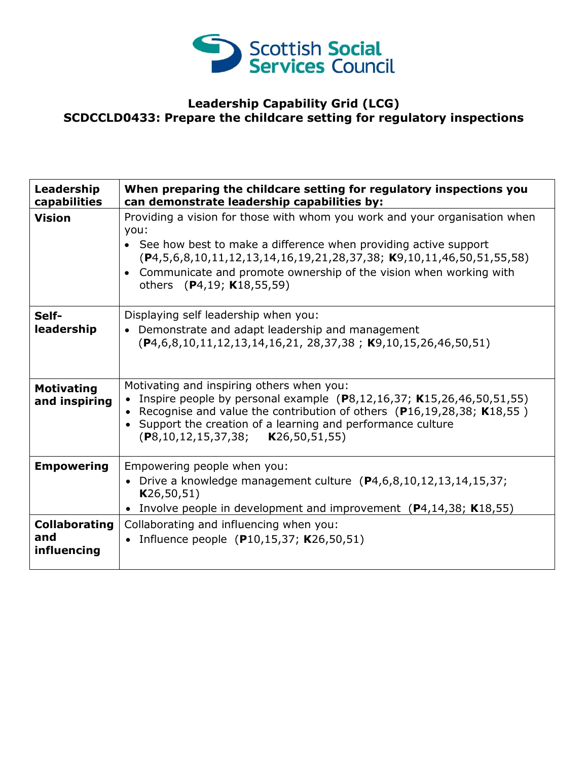**Leadership Capability Grid (LCG)**
**SCDCCLD0433: Prepare the childcare setting for regulatory inspections**

| Leadership capabilities | When preparing the childcare setting for regulatory inspections you can demonstrate leadership capabilities by: |
|---|---|
| **Vision** | Providing a vision for those with whom you work and your organisation when you:<br>• See how best to make a difference when providing active support (**P**4,5,6,8,10,11,12,13,14,16,19,21,28,37,38; **K**9,10,11,46,50,51,55,58)<br>• Communicate and promote ownership of the vision when working with others (**P**4,19; **K**18,55,59) |
| **Self-leadership** | Displaying self leadership when you:<br>• Demonstrate and adapt leadership and management (**P**4,6,8,10,11,12,13,14,16,21, 28,37,38 ; **K**9,10,15,26,46,50,51) |
| **Motivating and inspiring** | Motivating and inspiring others when you:<br>• Inspire people by personal example (**P**8,12,16,37; **K**15,26,46,50,51,55)<br>• Recognise and value the contribution of others (**P**16,19,28,38; **K**18,55 )<br>• Support the creation of a learning and performance culture (**P**8,10,12,15,37,38; **K**26,50,51,55) |
| **Empowering** | Empowering people when you:<br>• Drive a knowledge management culture (**P**4,6,8,10,12,13,14,15,37; **K**26,50,51)<br>• Involve people in development and improvement (**P**4,14,38; **K**18,55) |
| **Collaborating and influencing** | Collaborating and influencing when you:<br>• Influence people (**P**10,15,37; **K**26,50,51) |